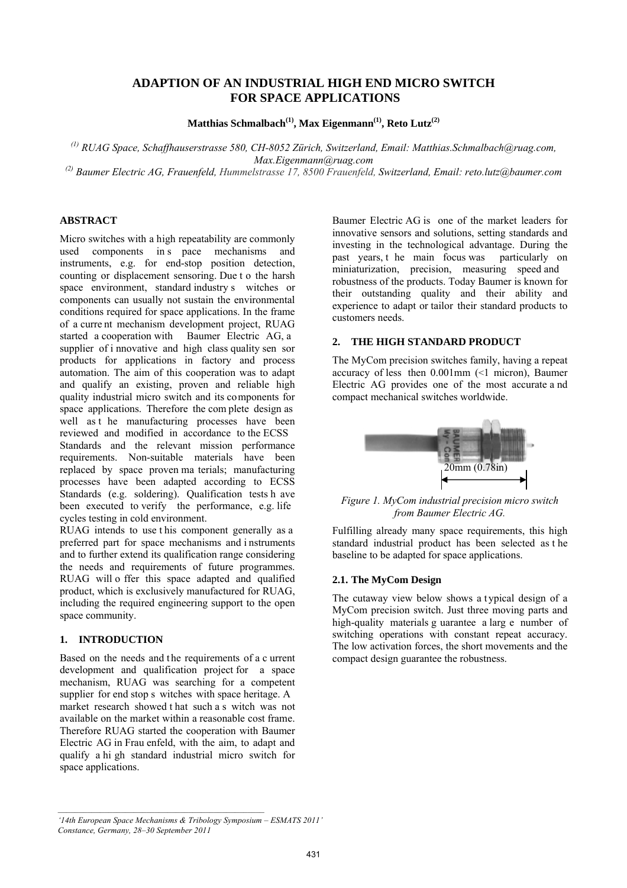# ADAPTION OF AN INDUSTRIAL HIGH END MICRO SWITCH FOR SPACE APPLICATIONS

**Matthias Schmalbach[(1)], Max Eigenmann[(1)], Reto Lutz[(2)]**

*[(1)] RUAG Space, Schaffhauserstrasse 580, CH-8052 Zürich, Switzerland, Email: Matthias.Schmalbach@ruag.com, Max.Eigenmann@ruag.com*

*[(2)] Baumer Electric AG, Frauenfeld, Hummelstrasse 17, 8500 Frauenfeld, Switzerland, Email: reto.lutz@baumer.com*

## ABSTRACT

Micro switches with a high repeatability are commonly used components in space mechanisms and instruments, e.g. for end-stop position detection, counting or displacement sensoring. Due to the harsh space environment, standard industry switches or components can usually not sustain the environmental conditions required for space applications. In the frame of a current mechanism development project, RUAG started a cooperation with Baumer Electric AG, a supplier of innovative and high class quality sensor products for applications in factory and process automation. The aim of this cooperation was to adapt and qualify an existing, proven and reliable high quality industrial micro switch and its components for space applications. Therefore the complete design as well as the manufacturing processes have been reviewed and modified in accordance to the ECSS Standards and the relevant mission performance requirements. Non-suitable materials have been replaced by space proven materials; manufacturing processes have been adapted according to ECSS Standards (e.g. soldering). Qualification tests have been executed to verify the performance, e.g. life cycles testing in cold environment.

RUAG intends to use this component generally as a preferred part for space mechanisms and instruments and to further extend its qualification range considering the needs and requirements of future programmes. RUAG will offer this space adapted and qualified product, which is exclusively manufactured for RUAG, including the required engineering support to the open space community.

## 1. INTRODUCTION

Based on the needs and the requirements of a current development and qualification project for a space mechanism, RUAG was searching for a competent supplier for end stop switches with space heritage. A market research showed that such a switch was not available on the market within a reasonable cost frame. Therefore RUAG started the cooperation with Baumer Electric AG in Frauenfeld, with the aim, to adapt and qualify a high standard industrial micro switch for space applications.

Baumer Electric AG is one of the market leaders for innovative sensors and solutions, setting standards and investing in the technological advantage. During the past years, the main focus was particularly on miniaturization, precision, measuring speed and robustness of the products. Today Baumer is known for their outstanding quality and their ability and experience to adapt or tailor their standard products to customers needs.

## 2. THE HIGH STANDARD PRODUCT

The MyCom precision switches family, having a repeat accuracy of less then 0.001mm (<1 micron), Baumer Electric AG provides one of the most accurate and compact mechanical switches worldwide.

20mm (0.78in)

*Figure 1. MyCom industrial precision micro switch from Baumer Electric AG.*

Fulfilling already many space requirements, this high standard industrial product has been selected as the baseline to be adapted for space applications.

### 2.1. The MyCom Design

The cutaway view below shows a typical design of a MyCom precision switch. Just three moving parts and high-quality materials guarantee a large number of switching operations with constant repeat accuracy. The low activation forces, the short movements and the compact design guarantee the robustness.

*'14th European Space Mechanisms & Tribology Symposium – ESMATS 2011' Constance, Germany, 28–30 September 2011*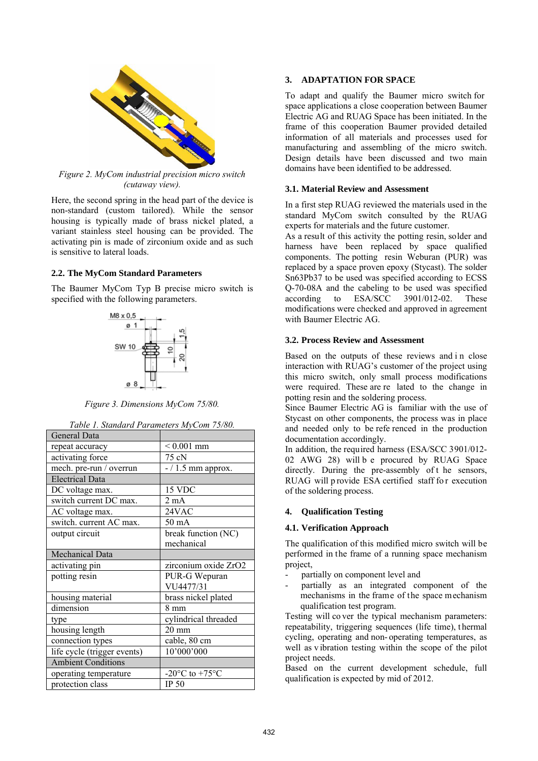*Figure 2. MyCom industrial precision micro switch (cutaway view).*

Here, the second spring in the head part of the device is non-standard (custom tailored). While the sensor housing is typically made of brass nickel plated, a variant stainless steel housing can be provided. The activating pin is made of zirconium oxide and as such is sensitive to lateral loads.

### 2.2. The MyCom Standard Parameters

The Baumer MyCom Typ B precise micro switch is specified with the following parameters.

M8 x 0,5
ø 1
1,5
SW 10
10
20
ø 8

*Figure 3. Dimensions MyCom 75/80.*

*Table 1. Standard Parameters MyCom 75/80.*

| | |
|---|---|
| General Data | |
| repeat accuracy | < 0.001 mm |
| activating force | 75 cN |
| mech. pre-run / overrun | - / 1.5 mm approx. |
| Electrical Data | |
| DC voltage max. | 15 VDC |
| switch current DC max. | 2 mA |
| AC voltage max. | 24VAC |
| switch. current AC max. | 50 mA |
| output circuit | break function (NC) mechanical |
| Mechanical Data | |
| activating pin | zirconium oxide ZrO2 |
| potting resin | PUR-G Wepuran VU4477/31 |
| housing material | brass nickel plated |
| dimension | 8 mm |
| type | cylindrical threaded |
| housing length | 20 mm |
| connection types | cable, 80 cm |
| life cycle (trigger events) | 10'000'000 |
| Ambient Conditions | |
| operating temperature | -20°C to +75°C |
| protection class | IP 50 |

## 3. ADAPTATION FOR SPACE

To adapt and qualify the Baumer micro switch for space applications a close cooperation between Baumer Electric AG and RUAG Space has been initiated. In the frame of this cooperation Baumer provided detailed information of all materials and processes used for manufacturing and assembling of the micro switch. Design details have been discussed and two main domains have been identified to be addressed.

### 3.1. Material Review and Assessment

In a first step RUAG reviewed the materials used in the standard MyCom switch consulted by the RUAG experts for materials and the future customer.
As a result of this activity the potting resin, solder and harness have been replaced by space qualified components. The potting resin Weburan (PUR) was replaced by a space proven epoxy (Stycast). The solder Sn63Pb37 to be used was specified according to ECSS Q-70-08A and the cabeling to be used was specified according to ESA/SCC 3901/012-02. These modifications were checked and approved in agreement with Baumer Electric AG.

### 3.2. Process Review and Assessment

Based on the outputs of these reviews and in close interaction with RUAG's customer of the project using this micro switch, only small process modifications were required. These are related to the change in potting resin and the soldering process.
Since Baumer Electric AG is familiar with the use of Stycast on other components, the process was in place and needed only to be referenced in the production documentation accordingly.
In addition, the required harness (ESA/SCC 3901/012-02 AWG 28) will be procured by RUAG Space directly. During the pre-assembly of the sensors, RUAG will provide ESA certified staff for execution of the soldering process.

## 4. Qualification Testing

### 4.1. Verification Approach

The qualification of this modified micro switch will be performed in the frame of a running space mechanism project,

- partially on component level and
- partially as an integrated component of the mechanisms in the frame of the space mechanism qualification test program.

Testing will cover the typical mechanism parameters: repeatability, triggering sequences (life time), thermal cycling, operating and non-operating temperatures, as well as vibration testing within the scope of the pilot project needs.
Based on the current development schedule, full qualification is expected by mid of 2012.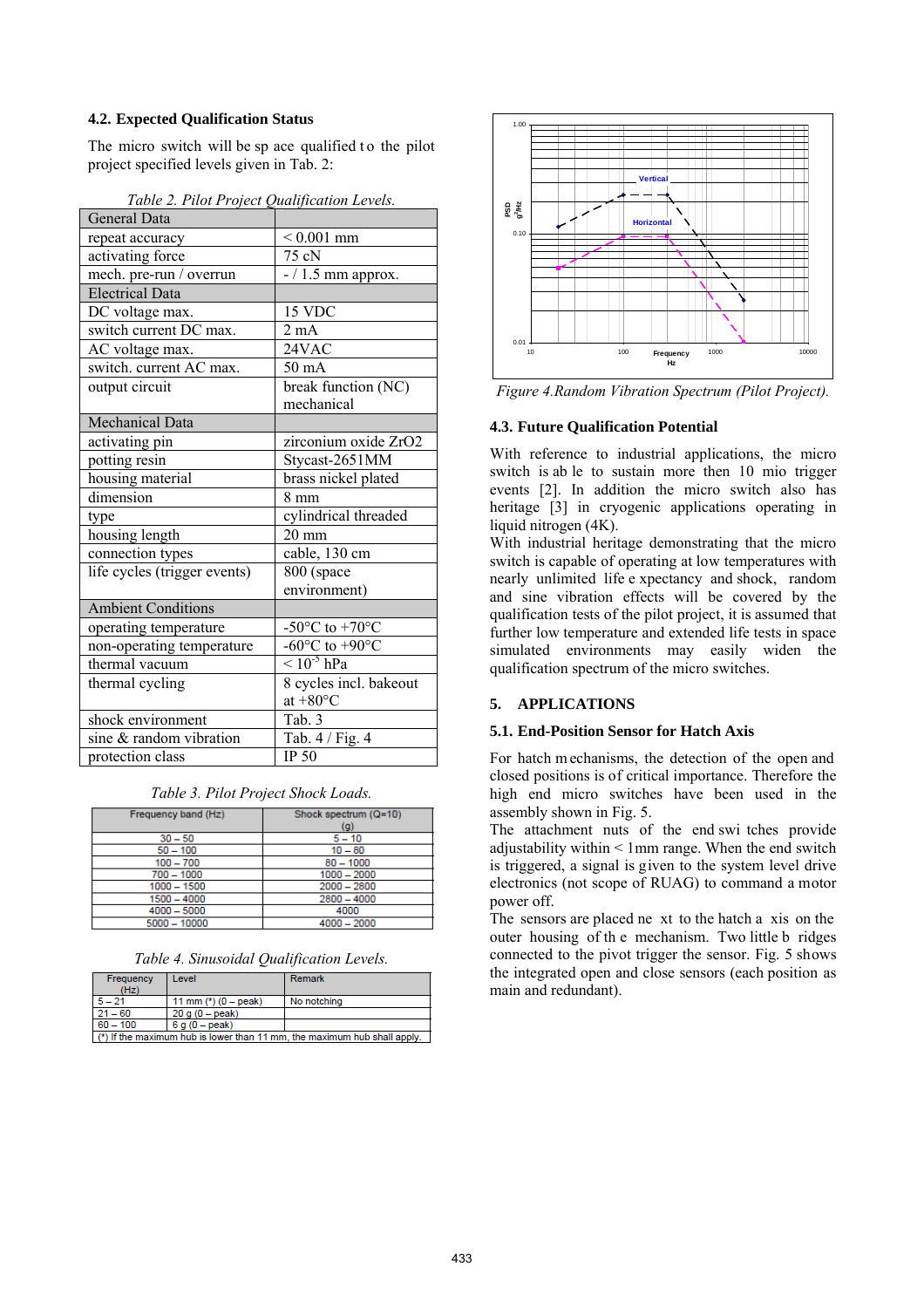### 4.2. Expected Qualification Status

The micro switch will be space qualified to the pilot project specified levels given in Tab. 2:

*Table 2. Pilot Project Qualification Levels.*

| | |
|---|---|
| General Data | |
| repeat accuracy | < 0.001 mm |
| activating force | 75 cN |
| mech. pre-run / overrun | - / 1.5 mm approx. |
| Electrical Data | |
| DC voltage max. | 15 VDC |
| switch current DC max. | 2 mA |
| AC voltage max. | 24VAC |
| switch. current AC max. | 50 mA |
| output circuit | break function (NC) mechanical |
| Mechanical Data | |
| activating pin | zirconium oxide ZrO2 |
| potting resin | Stycast-2651MM |
| housing material | brass nickel plated |
| dimension | 8 mm |
| type | cylindrical threaded |
| housing length | 20 mm |
| connection types | cable, 130 cm |
| life cycles (trigger events) | 800 (space environment) |
| Ambient Conditions | |
| operating temperature | -50°C to +70°C |
| non-operating temperature | -60°C to +90°C |
| thermal vacuum | < $10^{-5}$ hPa |
| thermal cycling | 8 cycles incl. bakeout at +80°C |
| shock environment | Tab. 3 |
| sine & random vibration | Tab. 4 / Fig. 4 |
| protection class | IP 50 |

*Table 3. Pilot Project Shock Loads.*

| Frequency band (Hz) | Shock spectrum (Q=10) (g) |
|---|---|
| 30 – 50 | 5 – 10 |
| 50 – 100 | 10 – 80 |
| 100 – 700 | 80 – 1000 |
| 700 – 1000 | 1000 – 2000 |
| 1000 – 1500 | 2000 – 2800 |
| 1500 – 4000 | 2800 – 4000 |
| 4000 – 5000 | 4000 |
| 5000 – 10000 | 4000 – 2000 |

*Table 4. Sinusoidal Qualification Levels.*

| Frequency (Hz) | Level | Remark |
|---|---|---|
| 5 – 21 | 11 mm (*) (0 – peak) | No notching |
| 21 – 60 | 20 g (0 – peak) | |
| 60 – 100 | 6 g (0 – peak) | |
| (*) If the maximum hub is lower than 11 mm, the maximum hub shall apply. | | |

1.00
PSD
$g^2$/Hz
0.10
0.01
Vertical
Horizontal
10
100
Frequency
Hz
1000
10000

*Figure 4.Random Vibration Spectrum (Pilot Project).*

### 4.3. Future Qualification Potential

With reference to industrial applications, the micro switch is able to sustain more then 10 mio trigger events [2]. In addition the micro switch also has heritage [3] in cryogenic applications operating in liquid nitrogen (4K).

With industrial heritage demonstrating that the micro switch is capable of operating at low temperatures with nearly unlimited life expectancy and shock, random and sine vibration effects will be covered by the qualification tests of the pilot project, it is assumed that further low temperature and extended life tests in space simulated environments may easily widen the qualification spectrum of the micro switches.

## 5. APPLICATIONS

### 5.1. End-Position Sensor for Hatch Axis

For hatch mechanisms, the detection of the open and closed positions is of critical importance. Therefore the high end micro switches have been used in the assembly shown in Fig. 5.

The attachment nuts of the end switches provide adjustability within < 1mm range. When the end switch is triggered, a signal is given to the system level drive electronics (not scope of RUAG) to command a motor power off.

The sensors are placed next to the hatch axis on the outer housing of the mechanism. Two little bridges connected to the pivot trigger the sensor. Fig. 5 shows the integrated open and close sensors (each position as main and redundant).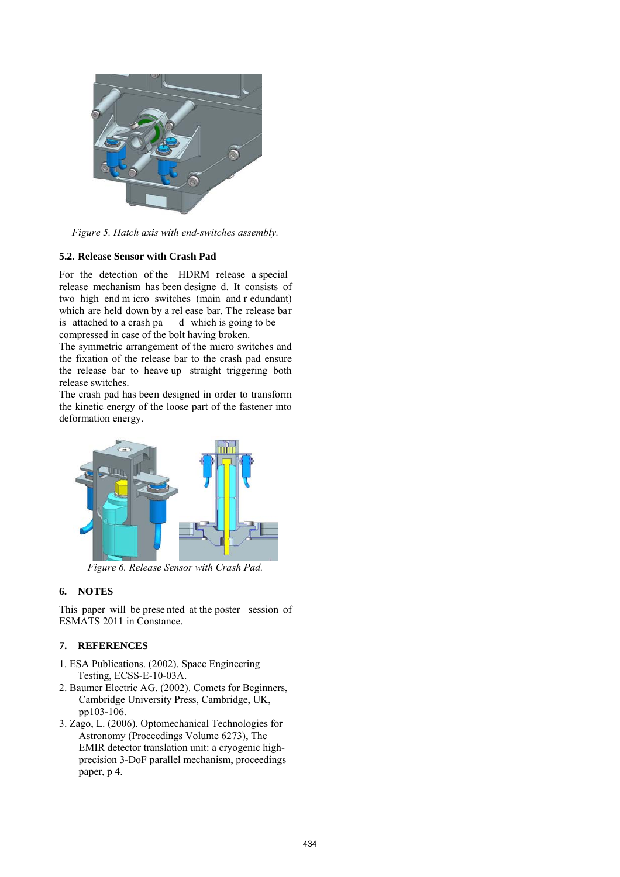*Figure 5. Hatch axis with end-switches assembly.*

### 5.2. Release Sensor with Crash Pad

For the detection of the HDRM release a special release mechanism has been designed. It consists of two high end micro switches (main and redundant) which are held down by a release bar. The release bar is attached to a crash pad which is going to be compressed in case of the bolt having broken.

The symmetric arrangement of the micro switches and the fixation of the release bar to the crash pad ensure the release bar to heave up straight triggering both release switches.

The crash pad has been designed in order to transform the kinetic energy of the loose part of the fastener into deformation energy.

*Figure 6. Release Sensor with Crash Pad.*

## 6. NOTES

This paper will be presented at the poster session of ESMATS 2011 in Constance.

## 7. REFERENCES

1. ESA Publications. (2002). Space Engineering Testing, ECSS-E-10-03A.
2. Baumer Electric AG. (2002). Comets for Beginners, Cambridge University Press, Cambridge, UK, pp103-106.
3. Zago, L. (2006). Optomechanical Technologies for Astronomy (Proceedings Volume 6273), The EMIR detector translation unit: a cryogenic high-precision 3-DoF parallel mechanism, proceedings paper, p 4.